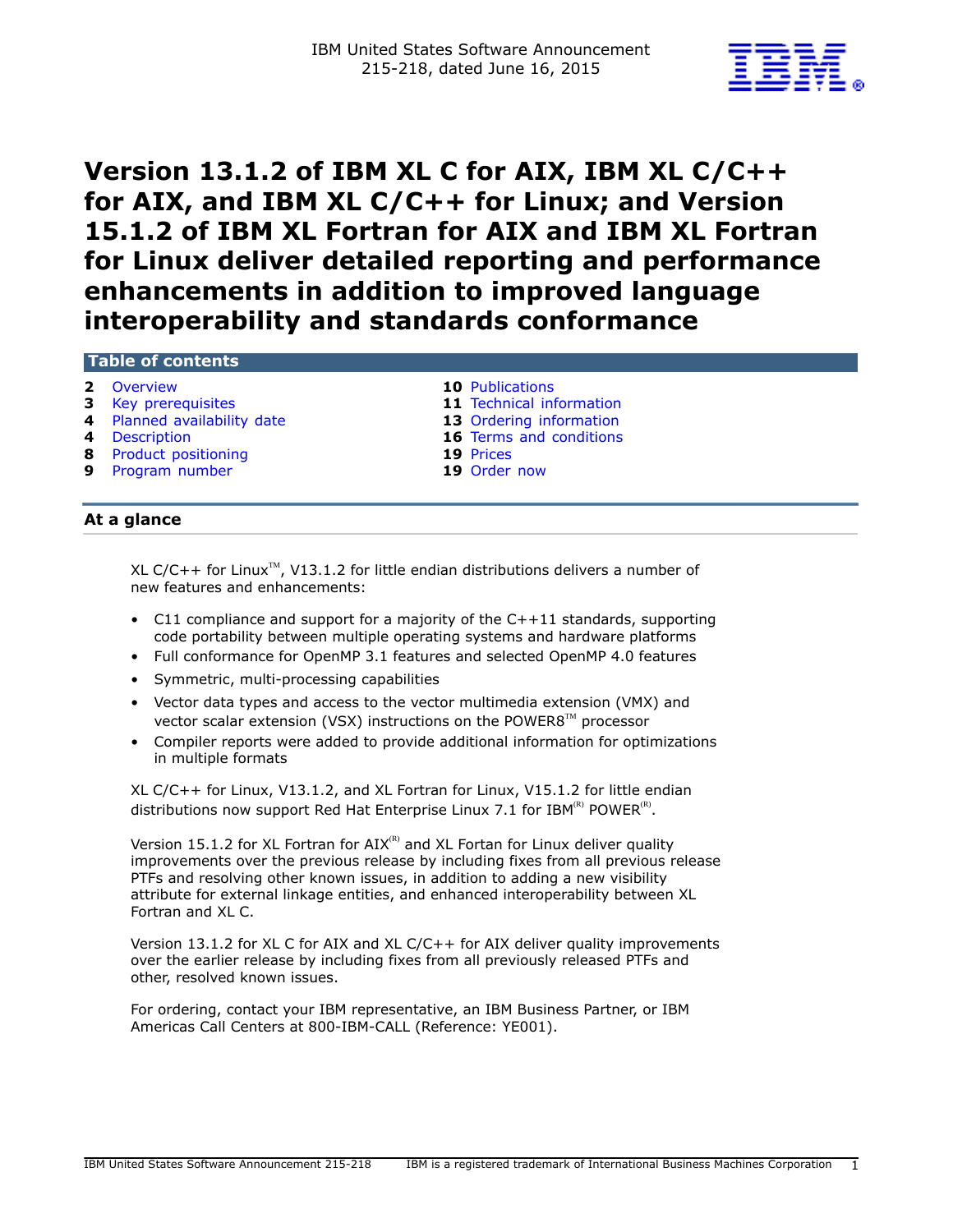IBM United States Software Announcement
215-218, dated June 16, 2015

# Version 13.1.2 of IBM XL C for AIX, IBM XL C/C++ for AIX, and IBM XL C/C++ for Linux; and Version 15.1.2 of IBM XL Fortran for AIX and IBM XL Fortran for Linux deliver detailed reporting and performance enhancements in addition to improved language interoperability and standards conformance

## Table of contents

| | | | |
|---|---|---|---|
| **2** | Overview | **10** | Publications |
| **3** | Key prerequisites | **11** | Technical information |
| **4** | Planned availability date | **13** | Ordering information |
| **4** | Description | **16** | Terms and conditions |
| **8** | Product positioning | **19** | Prices |
| **9** | Program number | **19** | Order now |

## At a glance

XL C/C++ for Linux(TM), V13.1.2 for little endian distributions delivers a number of new features and enhancements:

- C11 compliance and support for a majority of the C++11 standards, supporting code portability between multiple operating systems and hardware platforms
- Full conformance for OpenMP 3.1 features and selected OpenMP 4.0 features
- Symmetric, multi-processing capabilities
- Vector data types and access to the vector multimedia extension (VMX) and vector scalar extension (VSX) instructions on the POWER8(TM) processor
- Compiler reports were added to provide additional information for optimizations in multiple formats

XL C/C++ for Linux, V13.1.2, and XL Fortran for Linux, V15.1.2 for little endian distributions now support Red Hat Enterprise Linux 7.1 for IBM(R) POWER(R).

Version 15.1.2 for XL Fortran for AIX(R) and XL Fortan for Linux deliver quality improvements over the previous release by including fixes from all previous release PTFs and resolving other known issues, in addition to adding a new visibility attribute for external linkage entities, and enhanced interoperability between XL Fortran and XL C.

Version 13.1.2 for XL C for AIX and XL C/C++ for AIX deliver quality improvements over the earlier release by including fixes from all previously released PTFs and other, resolved known issues.

For ordering, contact your IBM representative, an IBM Business Partner, or IBM Americas Call Centers at 800-IBM-CALL (Reference: YE001).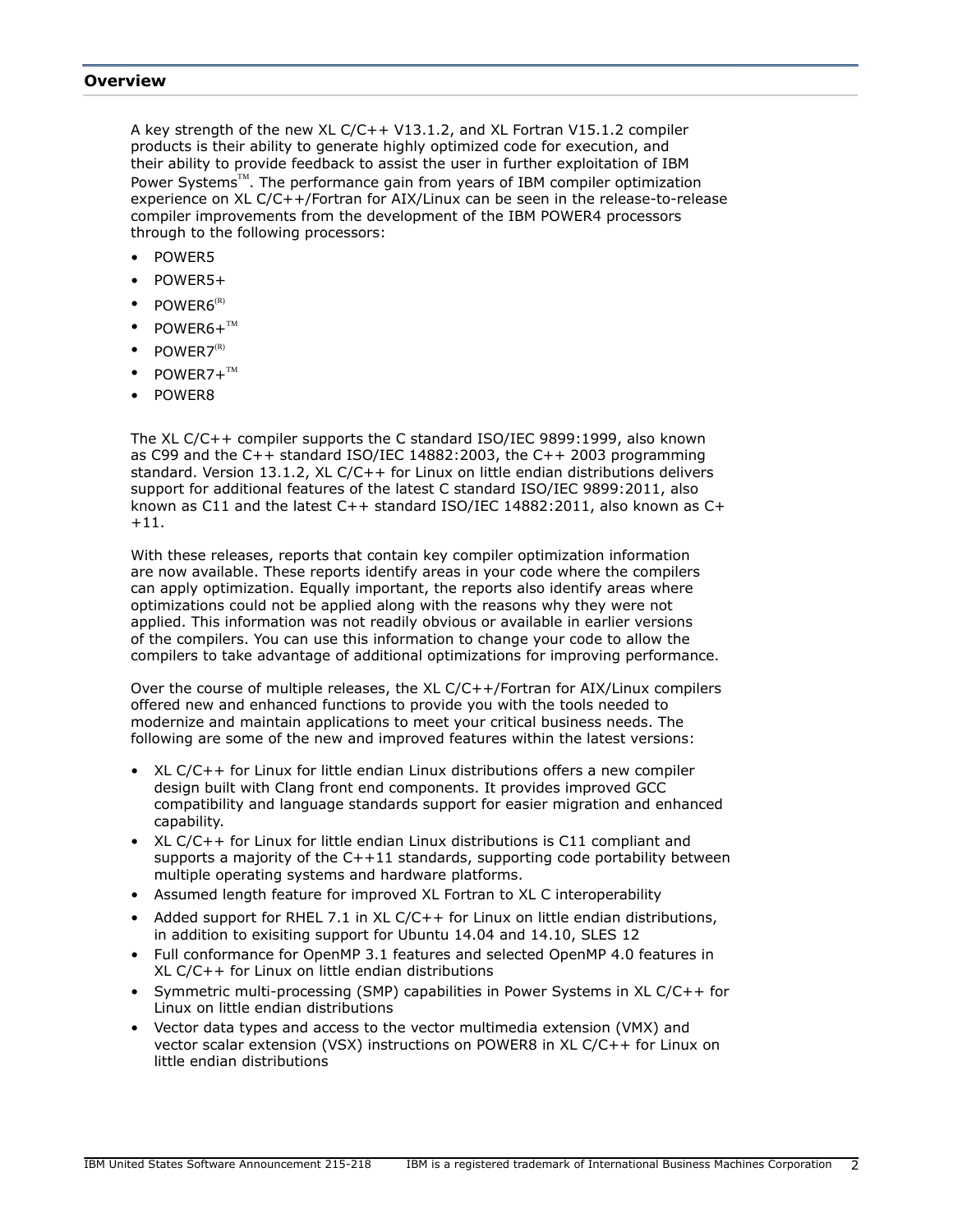## Overview

A key strength of the new XL C/C++ V13.1.2, and XL Fortran V15.1.2 compiler products is their ability to generate highly optimized code for execution, and their ability to provide feedback to assist the user in further exploitation of IBM Power Systems™. The performance gain from years of IBM compiler optimization experience on XL C/C++/Fortran for AIX/Linux can be seen in the release-to-release compiler improvements from the development of the IBM POWER4 processors through to the following processors:

- POWER5
- POWER5+
- POWER6(R)
- POWER6+™
- POWER7(R)
- POWER7+™
- POWER8

The XL C/C++ compiler supports the C standard ISO/IEC 9899:1999, also known as C99 and the C++ standard ISO/IEC 14882:2003, the C++ 2003 programming standard. Version 13.1.2, XL C/C++ for Linux on little endian distributions delivers support for additional features of the latest C standard ISO/IEC 9899:2011, also known as C11 and the latest C++ standard ISO/IEC 14882:2011, also known as C++11.

With these releases, reports that contain key compiler optimization information are now available. These reports identify areas in your code where the compilers can apply optimization. Equally important, the reports also identify areas where optimizations could not be applied along with the reasons why they were not applied. This information was not readily obvious or available in earlier versions of the compilers. You can use this information to change your code to allow the compilers to take advantage of additional optimizations for improving performance.

Over the course of multiple releases, the XL C/C++/Fortran for AIX/Linux compilers offered new and enhanced functions to provide you with the tools needed to modernize and maintain applications to meet your critical business needs. The following are some of the new and improved features within the latest versions:

- XL C/C++ for Linux for little endian Linux distributions offers a new compiler design built with Clang front end components. It provides improved GCC compatibility and language standards support for easier migration and enhanced capability.
- XL C/C++ for Linux for little endian Linux distributions is C11 compliant and supports a majority of the C++11 standards, supporting code portability between multiple operating systems and hardware platforms.
- Assumed length feature for improved XL Fortran to XL C interoperability
- Added support for RHEL 7.1 in XL C/C++ for Linux on little endian distributions, in addition to exisiting support for Ubuntu 14.04 and 14.10, SLES 12
- Full conformance for OpenMP 3.1 features and selected OpenMP 4.0 features in XL C/C++ for Linux on little endian distributions
- Symmetric multi-processing (SMP) capabilities in Power Systems in XL C/C++ for Linux on little endian distributions
- Vector data types and access to the vector multimedia extension (VMX) and vector scalar extension (VSX) instructions on POWER8 in XL C/C++ for Linux on little endian distributions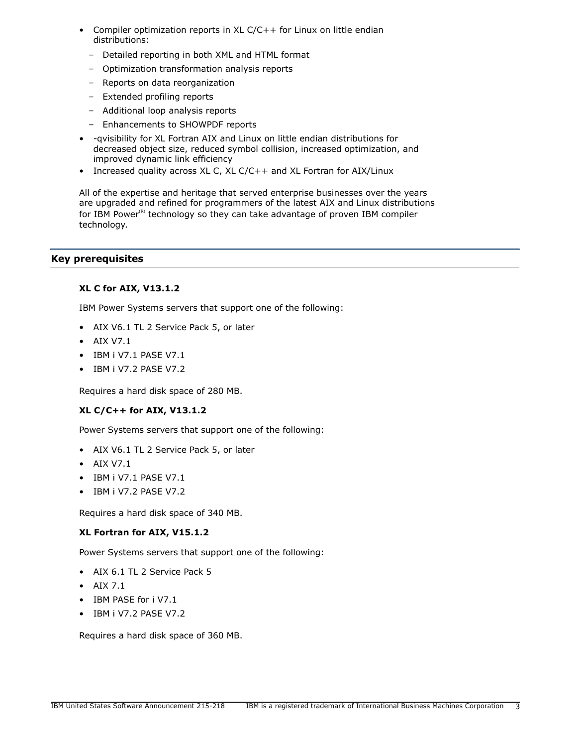- Compiler optimization reports in XL C/C++ for Linux on little endian distributions:
  - Detailed reporting in both XML and HTML format
  - Optimization transformation analysis reports
  - Reports on data reorganization
  - Extended profiling reports
  - Additional loop analysis reports
  - Enhancements to SHOWPDF reports
- -qvisibility for XL Fortran AIX and Linux on little endian distributions for decreased object size, reduced symbol collision, increased optimization, and improved dynamic link efficiency
- Increased quality across XL C, XL C/C++ and XL Fortran for AIX/Linux

All of the expertise and heritage that served enterprise businesses over the years are upgraded and refined for programmers of the latest AIX and Linux distributions for IBM Power(R) technology so they can take advantage of proven IBM compiler technology.

## Key prerequisites

### XL C for AIX, V13.1.2

IBM Power Systems servers that support one of the following:

- AIX V6.1 TL 2 Service Pack 5, or later
- AIX V7.1
- IBM i V7.1 PASE V7.1
- IBM i V7.2 PASE V7.2

Requires a hard disk space of 280 MB.

### XL C/C++ for AIX, V13.1.2

Power Systems servers that support one of the following:

- AIX V6.1 TL 2 Service Pack 5, or later
- AIX V7.1
- IBM i V7.1 PASE V7.1
- IBM i V7.2 PASE V7.2

Requires a hard disk space of 340 MB.

### XL Fortran for AIX, V15.1.2

Power Systems servers that support one of the following:

- AIX 6.1 TL 2 Service Pack 5
- AIX 7.1
- IBM PASE for i V7.1
- IBM i V7.2 PASE V7.2

Requires a hard disk space of 360 MB.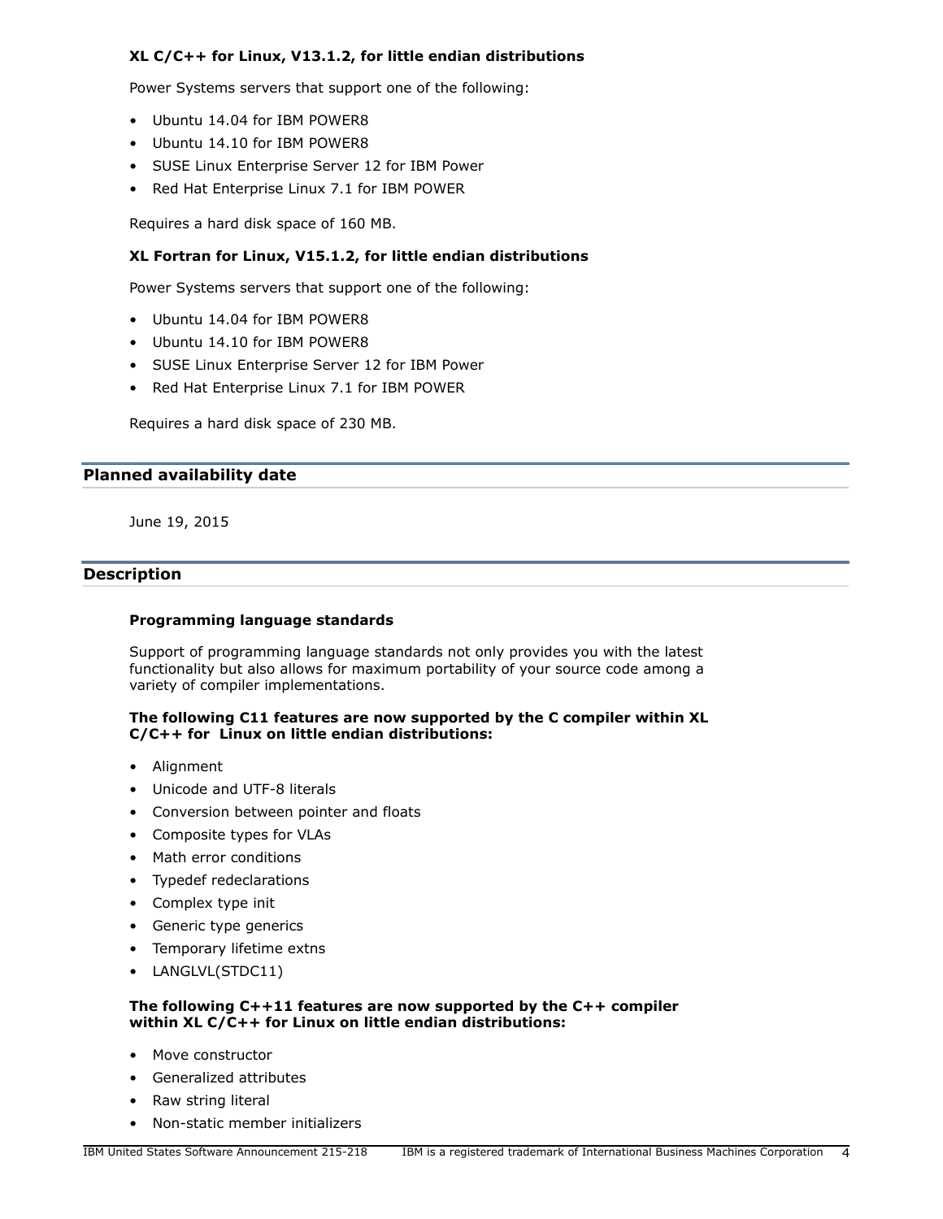### XL C/C++ for Linux, V13.1.2, for little endian distributions

Power Systems servers that support one of the following:

- Ubuntu 14.04 for IBM POWER8
- Ubuntu 14.10 for IBM POWER8
- SUSE Linux Enterprise Server 12 for IBM Power
- Red Hat Enterprise Linux 7.1 for IBM POWER

Requires a hard disk space of 160 MB.

### XL Fortran for Linux, V15.1.2, for little endian distributions

Power Systems servers that support one of the following:

- Ubuntu 14.04 for IBM POWER8
- Ubuntu 14.10 for IBM POWER8
- SUSE Linux Enterprise Server 12 for IBM Power
- Red Hat Enterprise Linux 7.1 for IBM POWER

Requires a hard disk space of 230 MB.

## Planned availability date

June 19, 2015

## Description

### Programming language standards

Support of programming language standards not only provides you with the latest functionality but also allows for maximum portability of your source code among a variety of compiler implementations.

**The following C11 features are now supported by the C compiler within XL C/C++ for Linux on little endian distributions:**

- Alignment
- Unicode and UTF-8 literals
- Conversion between pointer and floats
- Composite types for VLAs
- Math error conditions
- Typedef redeclarations
- Complex type init
- Generic type generics
- Temporary lifetime extns
- LANGLVL(STDC11)

**The following C++11 features are now supported by the C++ compiler within XL C/C++ for Linux on little endian distributions:**

- Move constructor
- Generalized attributes
- Raw string literal
- Non-static member initializers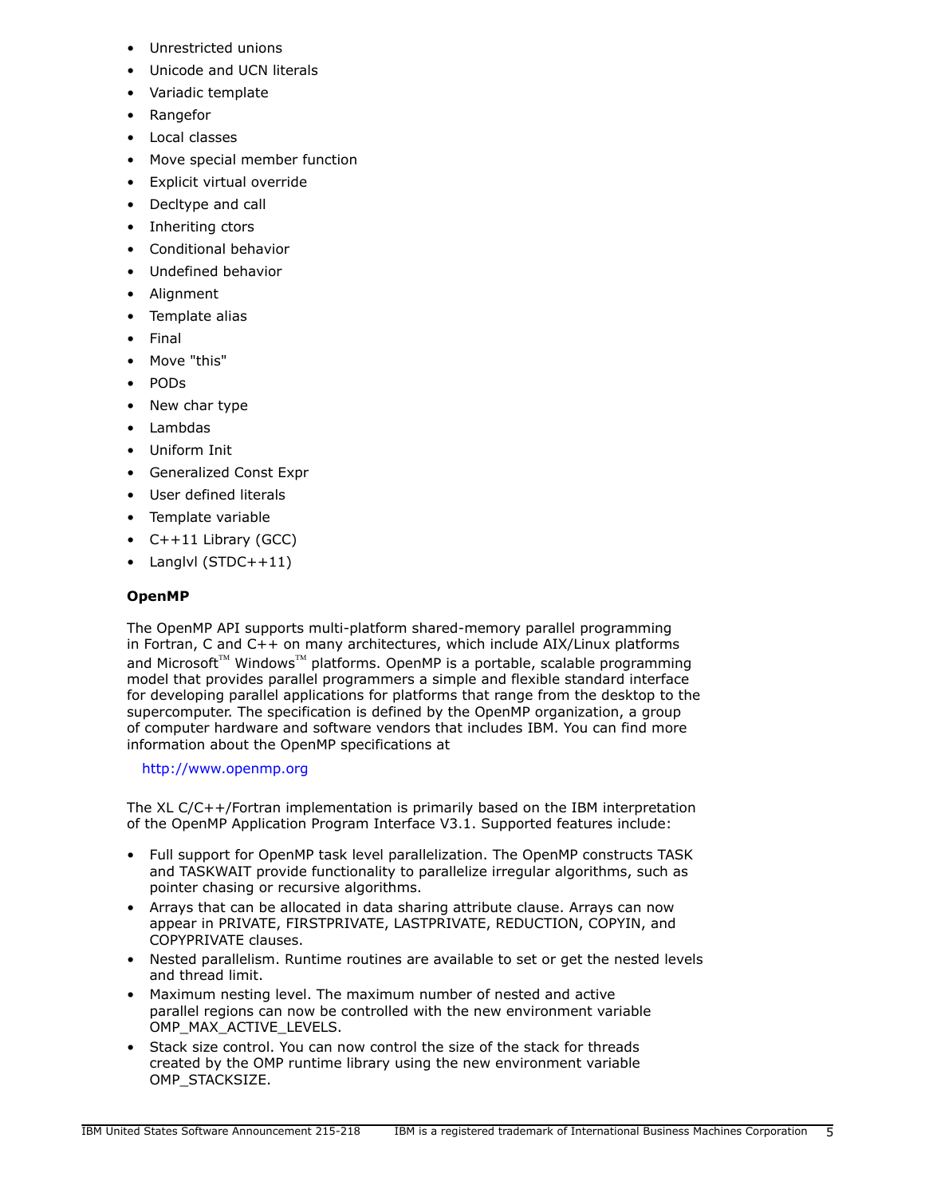- Unrestricted unions
- Unicode and UCN literals
- Variadic template
- Rangefor
- Local classes
- Move special member function
- Explicit virtual override
- Decltype and call
- Inheriting ctors
- Conditional behavior
- Undefined behavior
- Alignment
- Template alias
- Final
- Move "this"
- PODs
- New char type
- Lambdas
- Uniform Init
- Generalized Const Expr
- User defined literals
- Template variable
- C++11 Library (GCC)
- Langlvl (STDC++11)

**OpenMP**

The OpenMP API supports multi-platform shared-memory parallel programming in Fortran, C and C++ on many architectures, which include AIX/Linux platforms and Microsoft™ Windows™ platforms. OpenMP is a portable, scalable programming model that provides parallel programmers a simple and flexible standard interface for developing parallel applications for platforms that range from the desktop to the supercomputer. The specification is defined by the OpenMP organization, a group of computer hardware and software vendors that includes IBM. You can find more information about the OpenMP specifications at

http://www.openmp.org

The XL C/C++/Fortran implementation is primarily based on the IBM interpretation of the OpenMP Application Program Interface V3.1. Supported features include:

- Full support for OpenMP task level parallelization. The OpenMP constructs TASK and TASKWAIT provide functionality to parallelize irregular algorithms, such as pointer chasing or recursive algorithms.
- Arrays that can be allocated in data sharing attribute clause. Arrays can now appear in PRIVATE, FIRSTPRIVATE, LASTPRIVATE, REDUCTION, COPYIN, and COPYPRIVATE clauses.
- Nested parallelism. Runtime routines are available to set or get the nested levels and thread limit.
- Maximum nesting level. The maximum number of nested and active parallel regions can now be controlled with the new environment variable OMP_MAX_ACTIVE_LEVELS.
- Stack size control. You can now control the size of the stack for threads created by the OMP runtime library using the new environment variable OMP_STACKSIZE.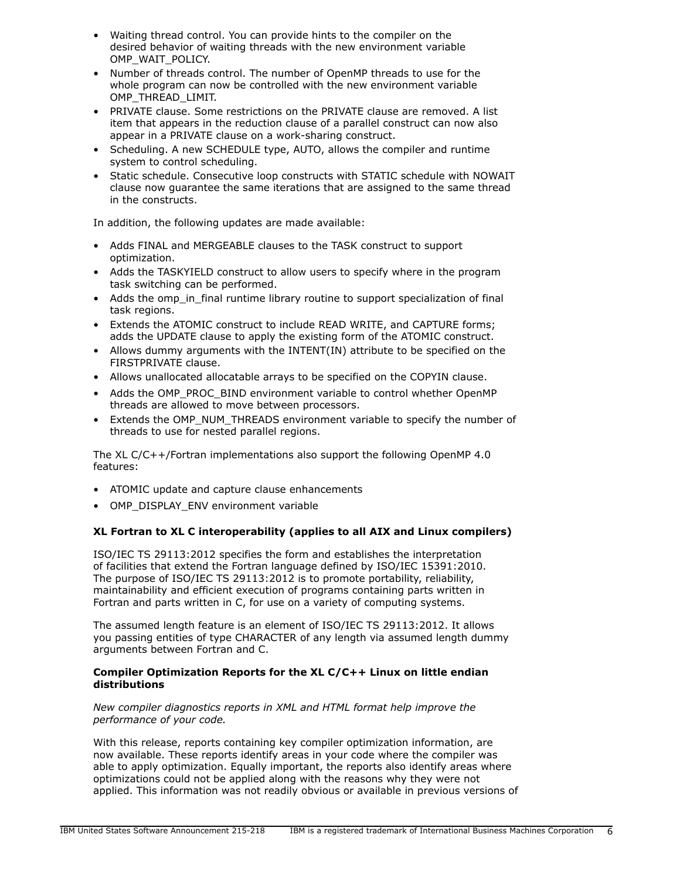- Waiting thread control. You can provide hints to the compiler on the desired behavior of waiting threads with the new environment variable OMP_WAIT_POLICY.
- Number of threads control. The number of OpenMP threads to use for the whole program can now be controlled with the new environment variable OMP_THREAD_LIMIT.
- PRIVATE clause. Some restrictions on the PRIVATE clause are removed. A list item that appears in the reduction clause of a parallel construct can now also appear in a PRIVATE clause on a work-sharing construct.
- Scheduling. A new SCHEDULE type, AUTO, allows the compiler and runtime system to control scheduling.
- Static schedule. Consecutive loop constructs with STATIC schedule with NOWAIT clause now guarantee the same iterations that are assigned to the same thread in the constructs.

In addition, the following updates are made available:

- Adds FINAL and MERGEABLE clauses to the TASK construct to support optimization.
- Adds the TASKYIELD construct to allow users to specify where in the program task switching can be performed.
- Adds the omp_in_final runtime library routine to support specialization of final task regions.
- Extends the ATOMIC construct to include READ WRITE, and CAPTURE forms; adds the UPDATE clause to apply the existing form of the ATOMIC construct.
- Allows dummy arguments with the INTENT(IN) attribute to be specified on the FIRSTPRIVATE clause.
- Allows unallocated allocatable arrays to be specified on the COPYIN clause.
- Adds the OMP_PROC_BIND environment variable to control whether OpenMP threads are allowed to move between processors.
- Extends the OMP_NUM_THREADS environment variable to specify the number of threads to use for nested parallel regions.

The XL C/C++/Fortran implementations also support the following OpenMP 4.0 features:

- ATOMIC update and capture clause enhancements
- OMP_DISPLAY_ENV environment variable

**XL Fortran to XL C interoperability (applies to all AIX and Linux compilers)**

ISO/IEC TS 29113:2012 specifies the form and establishes the interpretation of facilities that extend the Fortran language defined by ISO/IEC 15391:2010. The purpose of ISO/IEC TS 29113:2012 is to promote portability, reliability, maintainability and efficient execution of programs containing parts written in Fortran and parts written in C, for use on a variety of computing systems.

The assumed length feature is an element of ISO/IEC TS 29113:2012. It allows you passing entities of type CHARACTER of any length via assumed length dummy arguments between Fortran and C.

**Compiler Optimization Reports for the XL C/C++ Linux on little endian distributions**

*New compiler diagnostics reports in XML and HTML format help improve the performance of your code.*

With this release, reports containing key compiler optimization information, are now available. These reports identify areas in your code where the compiler was able to apply optimization. Equally important, the reports also identify areas where optimizations could not be applied along with the reasons why they were not applied. This information was not readily obvious or available in previous versions of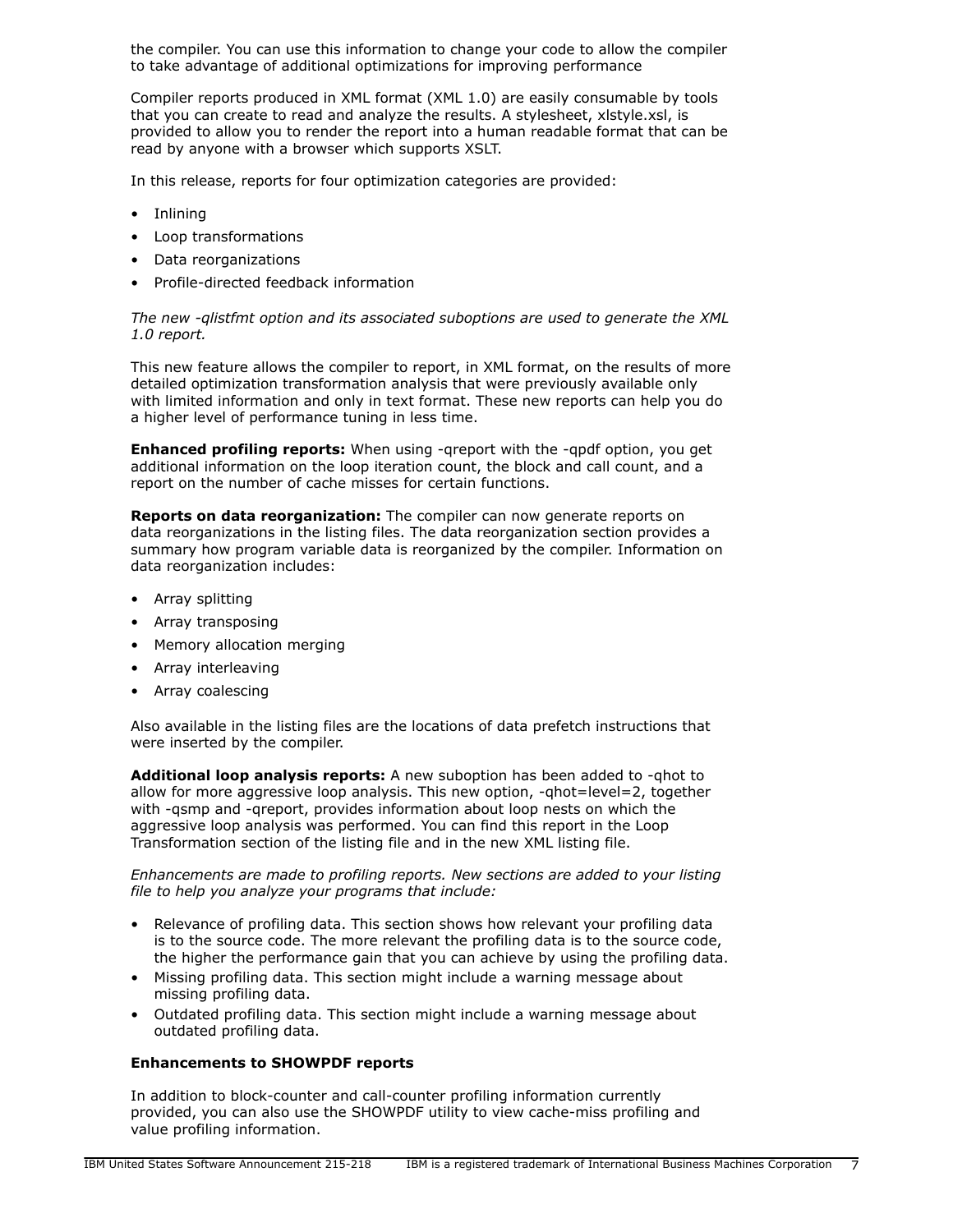the compiler. You can use this information to change your code to allow the compiler to take advantage of additional optimizations for improving performance

Compiler reports produced in XML format (XML 1.0) are easily consumable by tools that you can create to read and analyze the results. A stylesheet, xlstyle.xsl, is provided to allow you to render the report into a human readable format that can be read by anyone with a browser which supports XSLT.

In this release, reports for four optimization categories are provided:

- Inlining
- Loop transformations
- Data reorganizations
- Profile-directed feedback information

*The new -qlistfmt option and its associated suboptions are used to generate the XML 1.0 report.*

This new feature allows the compiler to report, in XML format, on the results of more detailed optimization transformation analysis that were previously available only with limited information and only in text format. These new reports can help you do a higher level of performance tuning in less time.

**Enhanced profiling reports:** When using -qreport with the -qpdf option, you get additional information on the loop iteration count, the block and call count, and a report on the number of cache misses for certain functions.

**Reports on data reorganization:** The compiler can now generate reports on data reorganizations in the listing files. The data reorganization section provides a summary how program variable data is reorganized by the compiler. Information on data reorganization includes:

- Array splitting
- Array transposing
- Memory allocation merging
- Array interleaving
- Array coalescing

Also available in the listing files are the locations of data prefetch instructions that were inserted by the compiler.

**Additional loop analysis reports:** A new suboption has been added to -qhot to allow for more aggressive loop analysis. This new option, -qhot=level=2, together with -qsmp and -qreport, provides information about loop nests on which the aggressive loop analysis was performed. You can find this report in the Loop Transformation section of the listing file and in the new XML listing file.

*Enhancements are made to profiling reports. New sections are added to your listing file to help you analyze your programs that include:*

- Relevance of profiling data. This section shows how relevant your profiling data is to the source code. The more relevant the profiling data is to the source code, the higher the performance gain that you can achieve by using the profiling data.
- Missing profiling data. This section might include a warning message about missing profiling data.
- Outdated profiling data. This section might include a warning message about outdated profiling data.

**Enhancements to SHOWPDF reports**

In addition to block-counter and call-counter profiling information currently provided, you can also use the SHOWPDF utility to view cache-miss profiling and value profiling information.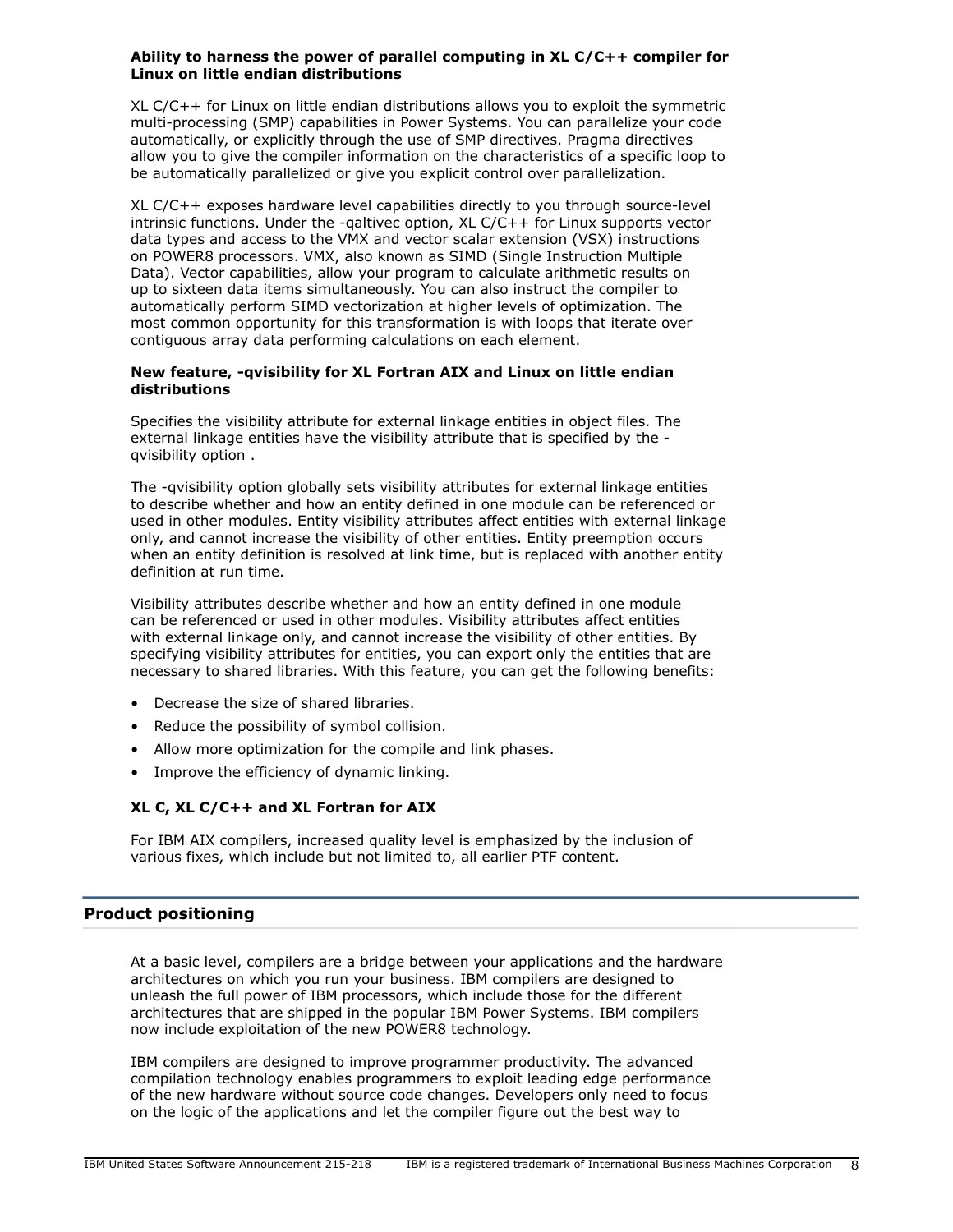**Ability to harness the power of parallel computing in XL C/C++ compiler for Linux on little endian distributions**

XL C/C++ for Linux on little endian distributions allows you to exploit the symmetric multi-processing (SMP) capabilities in Power Systems. You can parallelize your code automatically, or explicitly through the use of SMP directives. Pragma directives allow you to give the compiler information on the characteristics of a specific loop to be automatically parallelized or give you explicit control over parallelization.

XL C/C++ exposes hardware level capabilities directly to you through source-level intrinsic functions. Under the -qaltivec option, XL C/C++ for Linux supports vector data types and access to the VMX and vector scalar extension (VSX) instructions on POWER8 processors. VMX, also known as SIMD (Single Instruction Multiple Data). Vector capabilities, allow your program to calculate arithmetic results on up to sixteen data items simultaneously. You can also instruct the compiler to automatically perform SIMD vectorization at higher levels of optimization. The most common opportunity for this transformation is with loops that iterate over contiguous array data performing calculations on each element.

**New feature, -qvisibility for XL Fortran AIX and Linux on little endian distributions**

Specifies the visibility attribute for external linkage entities in object files. The external linkage entities have the visibility attribute that is specified by the -qvisibility option .

The -qvisibility option globally sets visibility attributes for external linkage entities to describe whether and how an entity defined in one module can be referenced or used in other modules. Entity visibility attributes affect entities with external linkage only, and cannot increase the visibility of other entities. Entity preemption occurs when an entity definition is resolved at link time, but is replaced with another entity definition at run time.

Visibility attributes describe whether and how an entity defined in one module can be referenced or used in other modules. Visibility attributes affect entities with external linkage only, and cannot increase the visibility of other entities. By specifying visibility attributes for entities, you can export only the entities that are necessary to shared libraries. With this feature, you can get the following benefits:

- Decrease the size of shared libraries.
- Reduce the possibility of symbol collision.
- Allow more optimization for the compile and link phases.
- Improve the efficiency of dynamic linking.

**XL C, XL C/C++ and XL Fortran for AIX**

For IBM AIX compilers, increased quality level is emphasized by the inclusion of various fixes, which include but not limited to, all earlier PTF content.

## Product positioning

At a basic level, compilers are a bridge between your applications and the hardware architectures on which you run your business. IBM compilers are designed to unleash the full power of IBM processors, which include those for the different architectures that are shipped in the popular IBM Power Systems. IBM compilers now include exploitation of the new POWER8 technology.

IBM compilers are designed to improve programmer productivity. The advanced compilation technology enables programmers to exploit leading edge performance of the new hardware without source code changes. Developers only need to focus on the logic of the applications and let the compiler figure out the best way to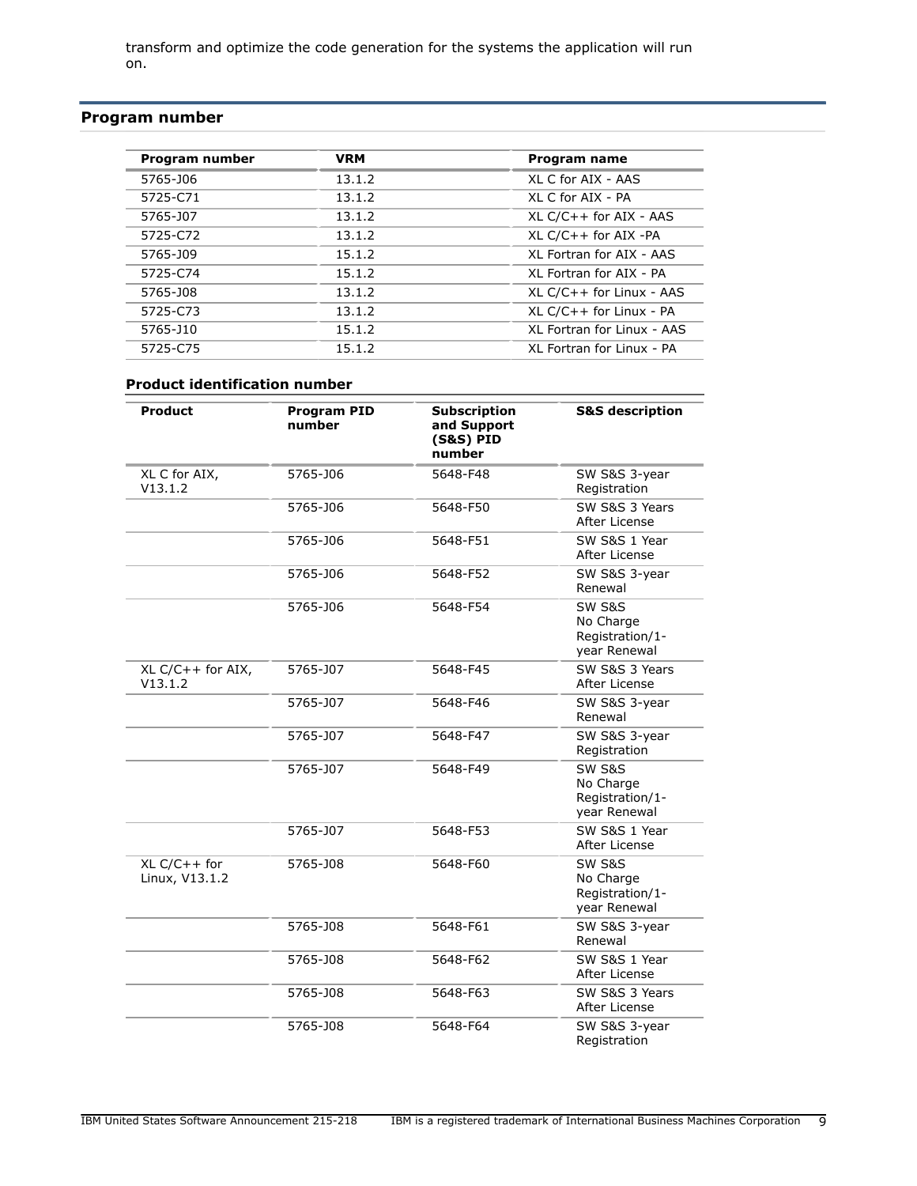transform and optimize the code generation for the systems the application will run on.

## Program number

| Program number | VRM | Program name |
|---|---|---|
| 5765-J06 | 13.1.2 | XL C for AIX - AAS |
| 5725-C71 | 13.1.2 | XL C for AIX - PA |
| 5765-J07 | 13.1.2 | XL C/C++ for AIX - AAS |
| 5725-C72 | 13.1.2 | XL C/C++ for AIX -PA |
| 5765-J09 | 15.1.2 | XL Fortran for AIX - AAS |
| 5725-C74 | 15.1.2 | XL Fortran for AIX - PA |
| 5765-J08 | 13.1.2 | XL C/C++ for Linux - AAS |
| 5725-C73 | 13.1.2 | XL C/C++ for Linux - PA |
| 5765-J10 | 15.1.2 | XL Fortran for Linux - AAS |
| 5725-C75 | 15.1.2 | XL Fortran for Linux - PA |

### Product identification number

| Product | Program PID number | Subscription and Support (S&S) PID number | S&S description |
|---|---|---|---|
| XL C for AIX, V13.1.2 | 5765-J06 | 5648-F48 | SW S&S 3-year Registration |
| | 5765-J06 | 5648-F50 | SW S&S 3 Years After License |
| | 5765-J06 | 5648-F51 | SW S&S 1 Year After License |
| | 5765-J06 | 5648-F52 | SW S&S 3-year Renewal |
| | 5765-J06 | 5648-F54 | SW S&S No Charge Registration/1-year Renewal |
| XL C/C++ for AIX, V13.1.2 | 5765-J07 | 5648-F45 | SW S&S 3 Years After License |
| | 5765-J07 | 5648-F46 | SW S&S 3-year Renewal |
| | 5765-J07 | 5648-F47 | SW S&S 3-year Registration |
| | 5765-J07 | 5648-F49 | SW S&S No Charge Registration/1-year Renewal |
| | 5765-J07 | 5648-F53 | SW S&S 1 Year After License |
| XL C/C++ for Linux, V13.1.2 | 5765-J08 | 5648-F60 | SW S&S No Charge Registration/1-year Renewal |
| | 5765-J08 | 5648-F61 | SW S&S 3-year Renewal |
| | 5765-J08 | 5648-F62 | SW S&S 1 Year After License |
| | 5765-J08 | 5648-F63 | SW S&S 3 Years After License |
| | 5765-J08 | 5648-F64 | SW S&S 3-year Registration |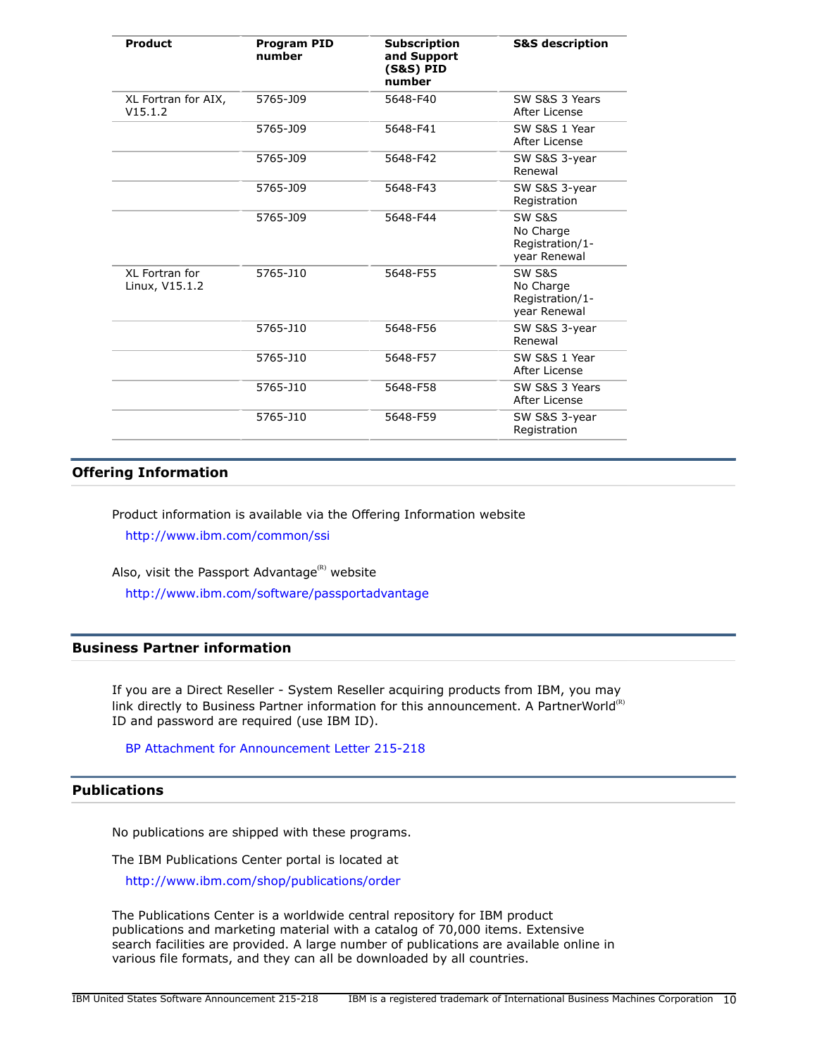| Product | Program PID number | Subscription and Support (S&S) PID number | S&S description |
| --- | --- | --- | --- |
| XL Fortran for AIX, V15.1.2 | 5765-J09 | 5648-F40 | SW S&S 3 Years After License |
| | 5765-J09 | 5648-F41 | SW S&S 1 Year After License |
| | 5765-J09 | 5648-F42 | SW S&S 3-year Renewal |
| | 5765-J09 | 5648-F43 | SW S&S 3-year Registration |
| | 5765-J09 | 5648-F44 | SW S&S No Charge Registration/1-year Renewal |
| XL Fortran for Linux, V15.1.2 | 5765-J10 | 5648-F55 | SW S&S No Charge Registration/1-year Renewal |
| | 5765-J10 | 5648-F56 | SW S&S 3-year Renewal |
| | 5765-J10 | 5648-F57 | SW S&S 1 Year After License |
| | 5765-J10 | 5648-F58 | SW S&S 3 Years After License |
| | 5765-J10 | 5648-F59 | SW S&S 3-year Registration |

## Offering Information

Product information is available via the Offering Information website

http://www.ibm.com/common/ssi

Also, visit the Passport Advantage(R) website

http://www.ibm.com/software/passportadvantage

## Business Partner information

If you are a Direct Reseller - System Reseller acquiring products from IBM, you may link directly to Business Partner information for this announcement. A PartnerWorld(R) ID and password are required (use IBM ID).

BP Attachment for Announcement Letter 215-218

## Publications

No publications are shipped with these programs.

The IBM Publications Center portal is located at

http://www.ibm.com/shop/publications/order

The Publications Center is a worldwide central repository for IBM product publications and marketing material with a catalog of 70,000 items. Extensive search facilities are provided. A large number of publications are available online in various file formats, and they can all be downloaded by all countries.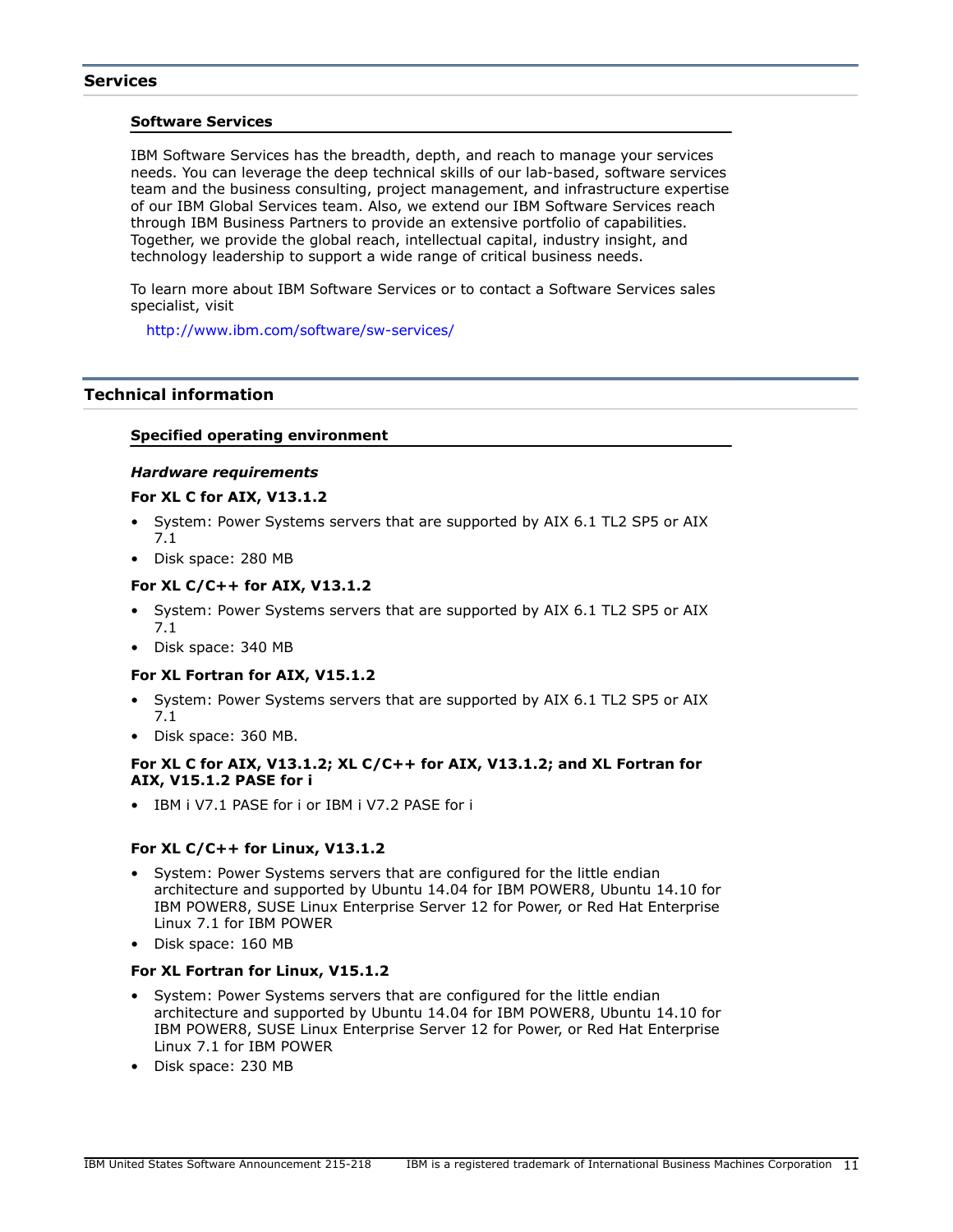## Services

### Software Services

IBM Software Services has the breadth, depth, and reach to manage your services needs. You can leverage the deep technical skills of our lab-based, software services team and the business consulting, project management, and infrastructure expertise of our IBM Global Services team. Also, we extend our IBM Software Services reach through IBM Business Partners to provide an extensive portfolio of capabilities. Together, we provide the global reach, intellectual capital, industry insight, and technology leadership to support a wide range of critical business needs.

To learn more about IBM Software Services or to contact a Software Services sales specialist, visit

http://www.ibm.com/software/sw-services/

## Technical information

### Specified operating environment

***Hardware requirements***

**For XL C for AIX, V13.1.2**

- System: Power Systems servers that are supported by AIX 6.1 TL2 SP5 or AIX 7.1
- Disk space: 280 MB

**For XL C/C++ for AIX, V13.1.2**

- System: Power Systems servers that are supported by AIX 6.1 TL2 SP5 or AIX 7.1
- Disk space: 340 MB

**For XL Fortran for AIX, V15.1.2**

- System: Power Systems servers that are supported by AIX 6.1 TL2 SP5 or AIX 7.1
- Disk space: 360 MB.

**For XL C for AIX, V13.1.2; XL C/C++ for AIX, V13.1.2; and XL Fortran for AIX, V15.1.2 PASE for i**

- IBM i V7.1 PASE for i or IBM i V7.2 PASE for i

**For XL C/C++ for Linux, V13.1.2**

- System: Power Systems servers that are configured for the little endian architecture and supported by Ubuntu 14.04 for IBM POWER8, Ubuntu 14.10 for IBM POWER8, SUSE Linux Enterprise Server 12 for Power, or Red Hat Enterprise Linux 7.1 for IBM POWER
- Disk space: 160 MB

**For XL Fortran for Linux, V15.1.2**

- System: Power Systems servers that are configured for the little endian architecture and supported by Ubuntu 14.04 for IBM POWER8, Ubuntu 14.10 for IBM POWER8, SUSE Linux Enterprise Server 12 for Power, or Red Hat Enterprise Linux 7.1 for IBM POWER
- Disk space: 230 MB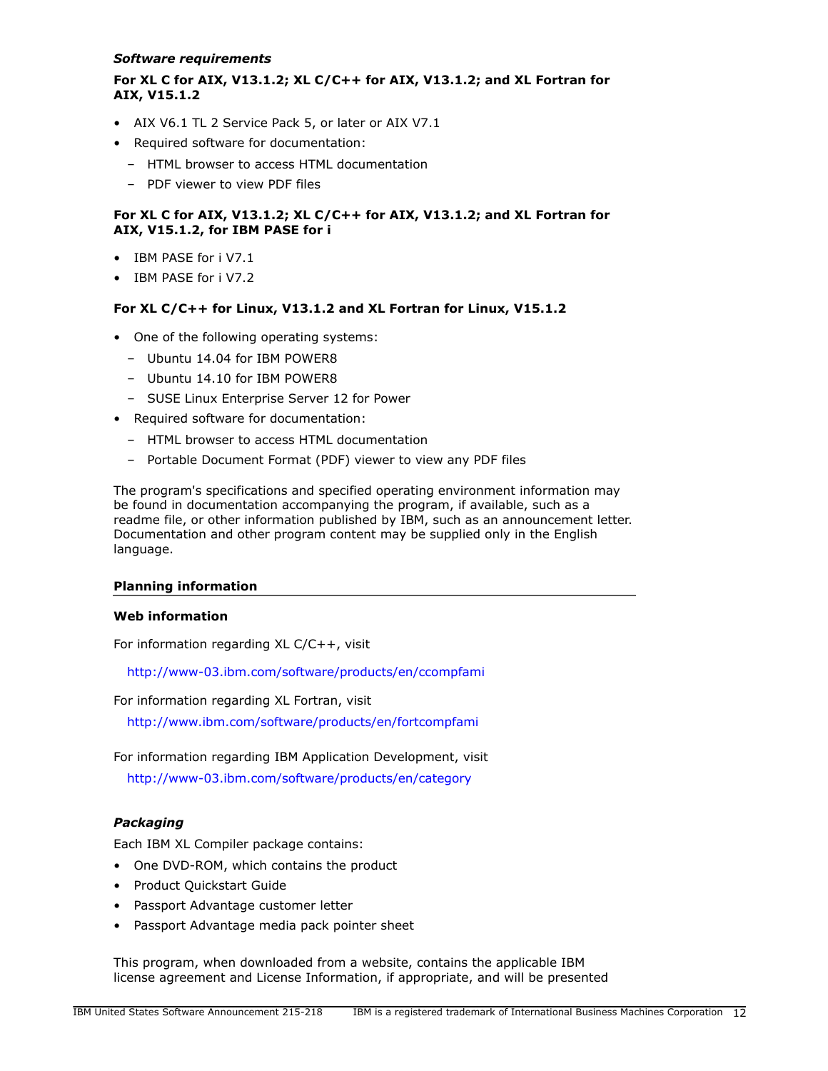### *Software requirements*

**For XL C for AIX, V13.1.2; XL C/C++ for AIX, V13.1.2; and XL Fortran for AIX, V15.1.2**

- AIX V6.1 TL 2 Service Pack 5, or later or AIX V7.1
- Required software for documentation:
  - HTML browser to access HTML documentation
  - PDF viewer to view PDF files

**For XL C for AIX, V13.1.2; XL C/C++ for AIX, V13.1.2; and XL Fortran for AIX, V15.1.2, for IBM PASE for i**

- IBM PASE for i V7.1
- IBM PASE for i V7.2

**For XL C/C++ for Linux, V13.1.2 and XL Fortran for Linux, V15.1.2**

- One of the following operating systems:
  - Ubuntu 14.04 for IBM POWER8
  - Ubuntu 14.10 for IBM POWER8
  - SUSE Linux Enterprise Server 12 for Power
- Required software for documentation:
  - HTML browser to access HTML documentation
  - Portable Document Format (PDF) viewer to view any PDF files

The program's specifications and specified operating environment information may be found in documentation accompanying the program, if available, such as a readme file, or other information published by IBM, such as an announcement letter. Documentation and other program content may be supplied only in the English language.

## Planning information

### Web information

For information regarding XL C/C++, visit

http://www-03.ibm.com/software/products/en/ccompfami

For information regarding XL Fortran, visit

http://www.ibm.com/software/products/en/fortcompfami

For information regarding IBM Application Development, visit

http://www-03.ibm.com/software/products/en/category

### *Packaging*

Each IBM XL Compiler package contains:

- One DVD-ROM, which contains the product
- Product Quickstart Guide
- Passport Advantage customer letter
- Passport Advantage media pack pointer sheet

This program, when downloaded from a website, contains the applicable IBM license agreement and License Information, if appropriate, and will be presented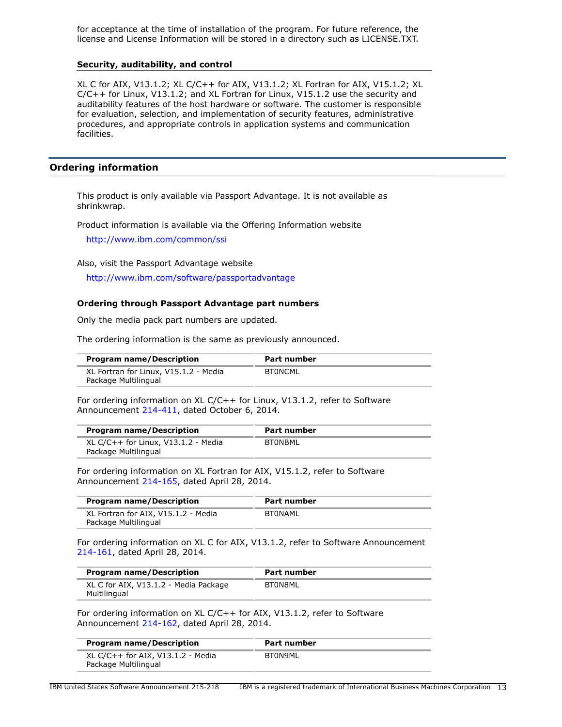for acceptance at the time of installation of the program. For future reference, the license and License Information will be stored in a directory such as LICENSE.TXT.

### Security, auditability, and control

XL C for AIX, V13.1.2; XL C/C++ for AIX, V13.1.2; XL Fortran for AIX, V15.1.2; XL C/C++ for Linux, V13.1.2; and XL Fortran for Linux, V15.1.2 use the security and auditability features of the host hardware or software. The customer is responsible for evaluation, selection, and implementation of security features, administrative procedures, and appropriate controls in application systems and communication facilities.

## Ordering information

This product is only available via Passport Advantage. It is not available as shrinkwrap.

Product information is available via the Offering Information website

http://www.ibm.com/common/ssi

Also, visit the Passport Advantage website

http://www.ibm.com/software/passportadvantage

### Ordering through Passport Advantage part numbers

Only the media pack part numbers are updated.

The ordering information is the same as previously announced.

| Program name/Description | Part number |
|---|---|
| XL Fortran for Linux, V15.1.2 - Media Package Multilingual | BT0NCML |

For ordering information on XL C/C++ for Linux, V13.1.2, refer to Software Announcement 214-411, dated October 6, 2014.

| Program name/Description | Part number |
|---|---|
| XL C/C++ for Linux, V13.1.2 - Media Package Multilingual | BT0NBML |

For ordering information on XL Fortran for AIX, V15.1.2, refer to Software Announcement 214-165, dated April 28, 2014.

| Program name/Description | Part number |
|---|---|
| XL Fortran for AIX, V15.1.2 - Media Package Multilingual | BT0NAML |

For ordering information on XL C for AIX, V13.1.2, refer to Software Announcement 214-161, dated April 28, 2014.

| Program name/Description | Part number |
|---|---|
| XL C for AIX, V13.1.2 - Media Package Multilingual | BT0N8ML |

For ordering information on XL C/C++ for AIX, V13.1.2, refer to Software Announcement 214-162, dated April 28, 2014.

| Program name/Description | Part number |
|---|---|
| XL C/C++ for AIX, V13.1.2 - Media Package Multilingual | BT0N9ML |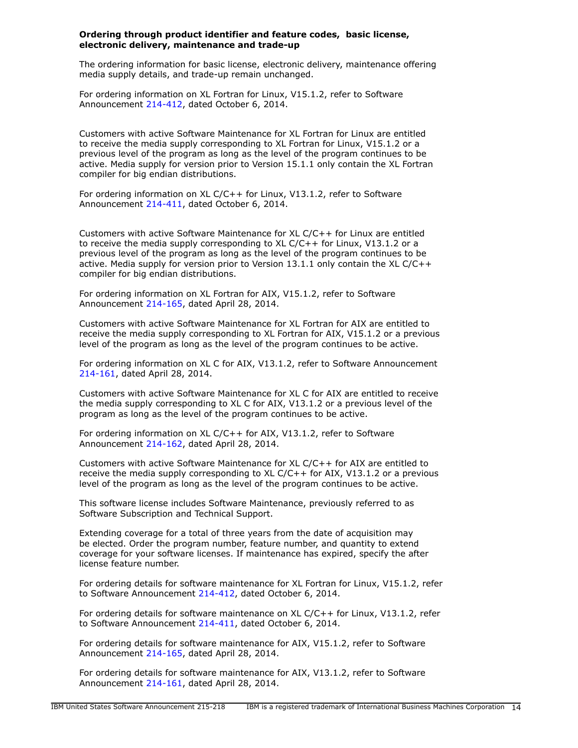**Ordering through product identifier and feature codes, basic license, electronic delivery, maintenance and trade-up**

The ordering information for basic license, electronic delivery, maintenance offering media supply details, and trade-up remain unchanged.

For ordering information on XL Fortran for Linux, V15.1.2, refer to Software Announcement 214-412, dated October 6, 2014.

Customers with active Software Maintenance for XL Fortran for Linux are entitled to receive the media supply corresponding to XL Fortran for Linux, V15.1.2 or a previous level of the program as long as the level of the program continues to be active. Media supply for version prior to Version 15.1.1 only contain the XL Fortran compiler for big endian distributions.

For ordering information on XL C/C++ for Linux, V13.1.2, refer to Software Announcement 214-411, dated October 6, 2014.

Customers with active Software Maintenance for XL C/C++ for Linux are entitled to receive the media supply corresponding to XL C/C++ for Linux, V13.1.2 or a previous level of the program as long as the level of the program continues to be active. Media supply for version prior to Version 13.1.1 only contain the XL C/C++ compiler for big endian distributions.

For ordering information on XL Fortran for AIX, V15.1.2, refer to Software Announcement 214-165, dated April 28, 2014.

Customers with active Software Maintenance for XL Fortran for AIX are entitled to receive the media supply corresponding to XL Fortran for AIX, V15.1.2 or a previous level of the program as long as the level of the program continues to be active.

For ordering information on XL C for AIX, V13.1.2, refer to Software Announcement 214-161, dated April 28, 2014.

Customers with active Software Maintenance for XL C for AIX are entitled to receive the media supply corresponding to XL C for AIX, V13.1.2 or a previous level of the program as long as the level of the program continues to be active.

For ordering information on XL C/C++ for AIX, V13.1.2, refer to Software Announcement 214-162, dated April 28, 2014.

Customers with active Software Maintenance for XL C/C++ for AIX are entitled to receive the media supply corresponding to XL C/C++ for AIX, V13.1.2 or a previous level of the program as long as the level of the program continues to be active.

This software license includes Software Maintenance, previously referred to as Software Subscription and Technical Support.

Extending coverage for a total of three years from the date of acquisition may be elected. Order the program number, feature number, and quantity to extend coverage for your software licenses. If maintenance has expired, specify the after license feature number.

For ordering details for software maintenance for XL Fortran for Linux, V15.1.2, refer to Software Announcement 214-412, dated October 6, 2014.

For ordering details for software maintenance on XL C/C++ for Linux, V13.1.2, refer to Software Announcement 214-411, dated October 6, 2014.

For ordering details for software maintenance for AIX, V15.1.2, refer to Software Announcement 214-165, dated April 28, 2014.

For ordering details for software maintenance for AIX, V13.1.2, refer to Software Announcement 214-161, dated April 28, 2014.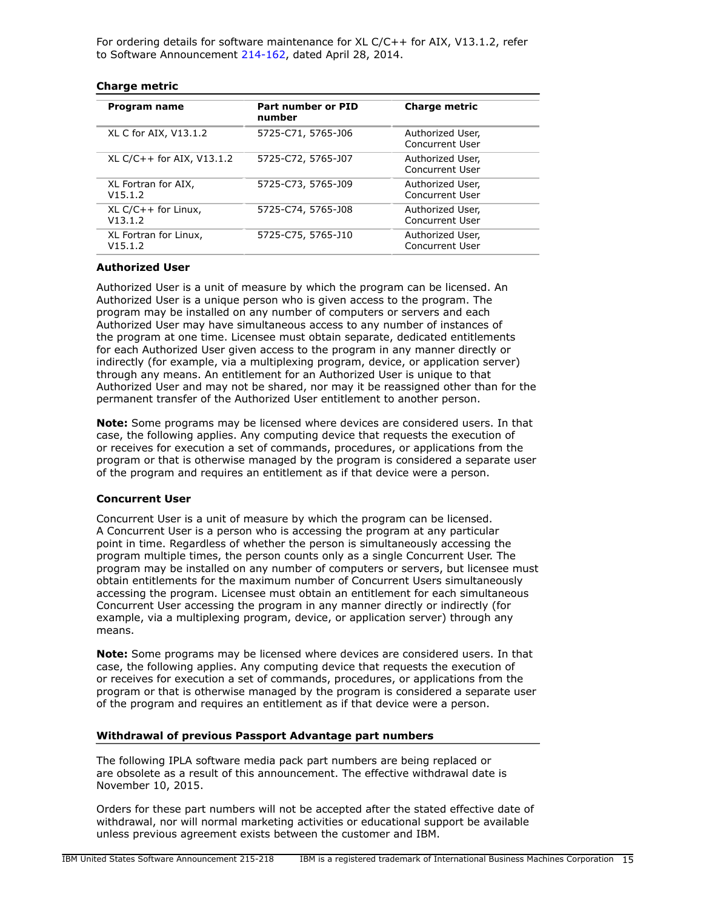For ordering details for software maintenance for XL C/C++ for AIX, V13.1.2, refer to Software Announcement 214-162, dated April 28, 2014.

### Charge metric

| Program name | Part number or PID number | Charge metric |
|---|---|---|
| XL C for AIX, V13.1.2 | 5725-C71, 5765-J06 | Authorized User, Concurrent User |
| XL C/C++ for AIX, V13.1.2 | 5725-C72, 5765-J07 | Authorized User, Concurrent User |
| XL Fortran for AIX, V15.1.2 | 5725-C73, 5765-J09 | Authorized User, Concurrent User |
| XL C/C++ for Linux, V13.1.2 | 5725-C74, 5765-J08 | Authorized User, Concurrent User |
| XL Fortran for Linux, V15.1.2 | 5725-C75, 5765-J10 | Authorized User, Concurrent User |

#### Authorized User

Authorized User is a unit of measure by which the program can be licensed. An Authorized User is a unique person who is given access to the program. The program may be installed on any number of computers or servers and each Authorized User may have simultaneous access to any number of instances of the program at one time. Licensee must obtain separate, dedicated entitlements for each Authorized User given access to the program in any manner directly or indirectly (for example, via a multiplexing program, device, or application server) through any means. An entitlement for an Authorized User is unique to that Authorized User and may not be shared, nor may it be reassigned other than for the permanent transfer of the Authorized User entitlement to another person.

**Note:** Some programs may be licensed where devices are considered users. In that case, the following applies. Any computing device that requests the execution of or receives for execution a set of commands, procedures, or applications from the program or that is otherwise managed by the program is considered a separate user of the program and requires an entitlement as if that device were a person.

#### Concurrent User

Concurrent User is a unit of measure by which the program can be licensed. A Concurrent User is a person who is accessing the program at any particular point in time. Regardless of whether the person is simultaneously accessing the program multiple times, the person counts only as a single Concurrent User. The program may be installed on any number of computers or servers, but licensee must obtain entitlements for the maximum number of Concurrent Users simultaneously accessing the program. Licensee must obtain an entitlement for each simultaneous Concurrent User accessing the program in any manner directly or indirectly (for example, via a multiplexing program, device, or application server) through any means.

**Note:** Some programs may be licensed where devices are considered users. In that case, the following applies. Any computing device that requests the execution of or receives for execution a set of commands, procedures, or applications from the program or that is otherwise managed by the program is considered a separate user of the program and requires an entitlement as if that device were a person.

### Withdrawal of previous Passport Advantage part numbers

The following IPLA software media pack part numbers are being replaced or are obsolete as a result of this announcement. The effective withdrawal date is November 10, 2015.

Orders for these part numbers will not be accepted after the stated effective date of withdrawal, nor will normal marketing activities or educational support be available unless previous agreement exists between the customer and IBM.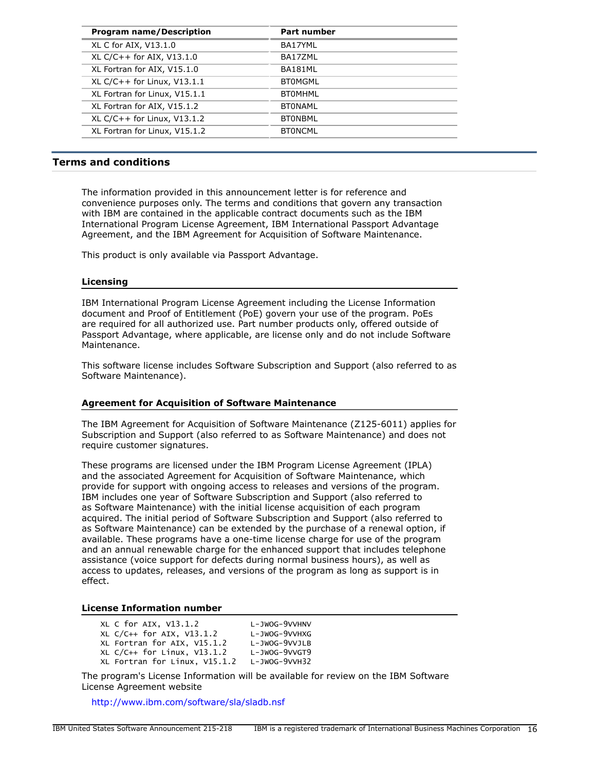| Program name/Description | Part number |
| --- | --- |
| XL C for AIX, V13.1.0 | BA17YML |
| XL C/C++ for AIX, V13.1.0 | BA17ZML |
| XL Fortran for AIX, V15.1.0 | BA181ML |
| XL C/C++ for Linux, V13.1.1 | BT0MGML |
| XL Fortran for Linux, V15.1.1 | BT0MHML |
| XL Fortran for AIX, V15.1.2 | BT0NAML |
| XL C/C++ for Linux, V13.1.2 | BT0NBML |
| XL Fortran for Linux, V15.1.2 | BT0NCML |

## Terms and conditions

The information provided in this announcement letter is for reference and convenience purposes only. The terms and conditions that govern any transaction with IBM are contained in the applicable contract documents such as the IBM International Program License Agreement, IBM International Passport Advantage Agreement, and the IBM Agreement for Acquisition of Software Maintenance.

This product is only available via Passport Advantage.

### Licensing

IBM International Program License Agreement including the License Information document and Proof of Entitlement (PoE) govern your use of the program. PoEs are required for all authorized use. Part number products only, offered outside of Passport Advantage, where applicable, are license only and do not include Software Maintenance.

This software license includes Software Subscription and Support (also referred to as Software Maintenance).

### Agreement for Acquisition of Software Maintenance

The IBM Agreement for Acquisition of Software Maintenance (Z125-6011) applies for Subscription and Support (also referred to as Software Maintenance) and does not require customer signatures.

These programs are licensed under the IBM Program License Agreement (IPLA) and the associated Agreement for Acquisition of Software Maintenance, which provide for support with ongoing access to releases and versions of the program. IBM includes one year of Software Subscription and Support (also referred to as Software Maintenance) with the initial license acquisition of each program acquired. The initial period of Software Subscription and Support (also referred to as Software Maintenance) can be extended by the purchase of a renewal option, if available. These programs have a one-time license charge for use of the program and an annual renewable charge for the enhanced support that includes telephone assistance (voice support for defects during normal business hours), as well as access to updates, releases, and versions of the program as long as support is in effect.

### License Information number

```
XL C for AIX, V13.1.2          L-JWOG-9VVHNV
XL C/C++ for AIX, V13.1.2      L-JWOG-9VVHXG
XL Fortran for AIX, V15.1.2    L-JWOG-9VVJLB
XL C/C++ for Linux, V13.1.2    L-JWOG-9VVGT9
XL Fortran for Linux, V15.1.2  L-JWOG-9VVH32
```

The program's License Information will be available for review on the IBM Software License Agreement website

http://www.ibm.com/software/sla/sladb.nsf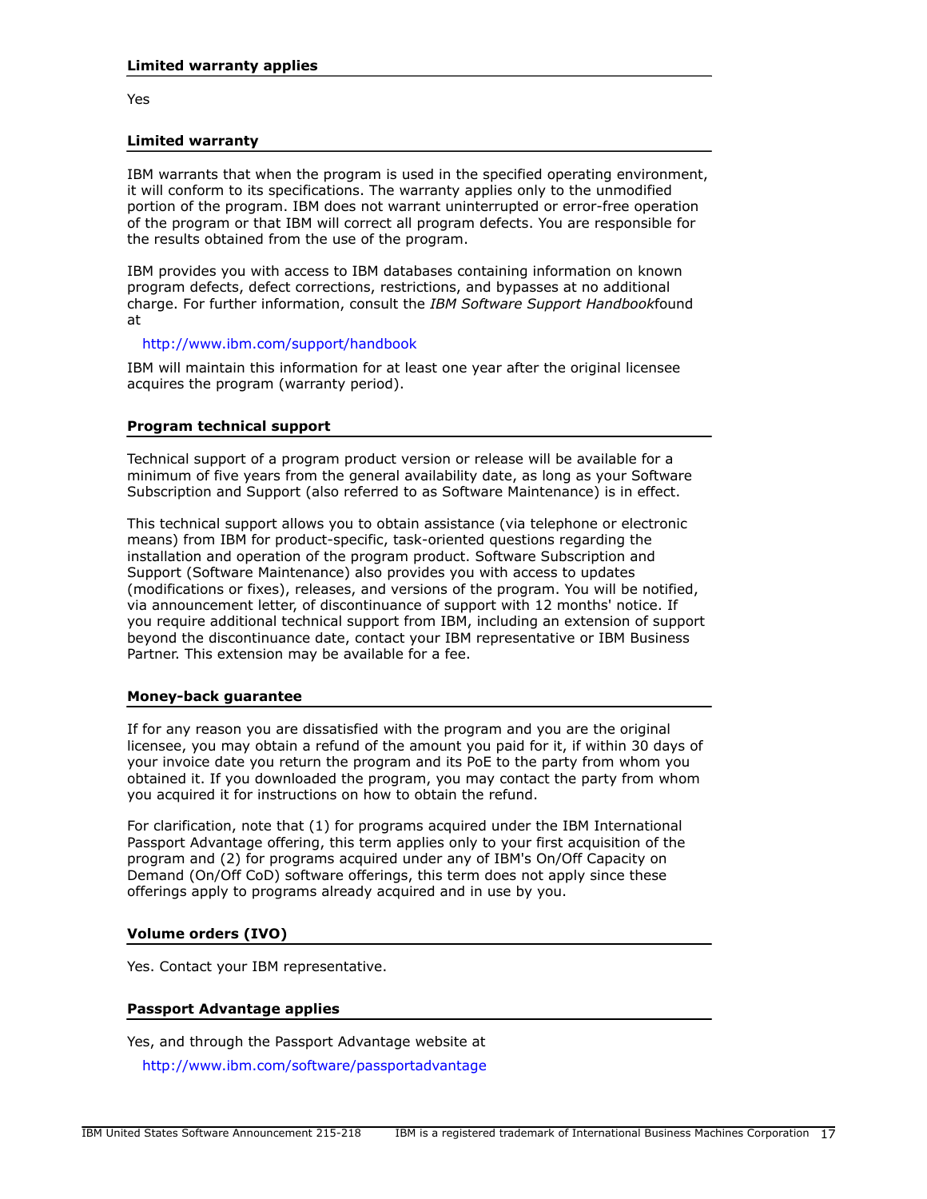### Limited warranty applies

Yes

### Limited warranty

IBM warrants that when the program is used in the specified operating environment, it will conform to its specifications. The warranty applies only to the unmodified portion of the program. IBM does not warrant uninterrupted or error-free operation of the program or that IBM will correct all program defects. You are responsible for the results obtained from the use of the program.

IBM provides you with access to IBM databases containing information on known program defects, defect corrections, restrictions, and bypasses at no additional charge. For further information, consult the *IBM Software Support Handbook*found at

http://www.ibm.com/support/handbook

IBM will maintain this information for at least one year after the original licensee acquires the program (warranty period).

### Program technical support

Technical support of a program product version or release will be available for a minimum of five years from the general availability date, as long as your Software Subscription and Support (also referred to as Software Maintenance) is in effect.

This technical support allows you to obtain assistance (via telephone or electronic means) from IBM for product-specific, task-oriented questions regarding the installation and operation of the program product. Software Subscription and Support (Software Maintenance) also provides you with access to updates (modifications or fixes), releases, and versions of the program. You will be notified, via announcement letter, of discontinuance of support with 12 months' notice. If you require additional technical support from IBM, including an extension of support beyond the discontinuance date, contact your IBM representative or IBM Business Partner. This extension may be available for a fee.

### Money-back guarantee

If for any reason you are dissatisfied with the program and you are the original licensee, you may obtain a refund of the amount you paid for it, if within 30 days of your invoice date you return the program and its PoE to the party from whom you obtained it. If you downloaded the program, you may contact the party from whom you acquired it for instructions on how to obtain the refund.

For clarification, note that (1) for programs acquired under the IBM International Passport Advantage offering, this term applies only to your first acquisition of the program and (2) for programs acquired under any of IBM's On/Off Capacity on Demand (On/Off CoD) software offerings, this term does not apply since these offerings apply to programs already acquired and in use by you.

### Volume orders (IVO)

Yes. Contact your IBM representative.

### Passport Advantage applies

Yes, and through the Passport Advantage website at

http://www.ibm.com/software/passportadvantage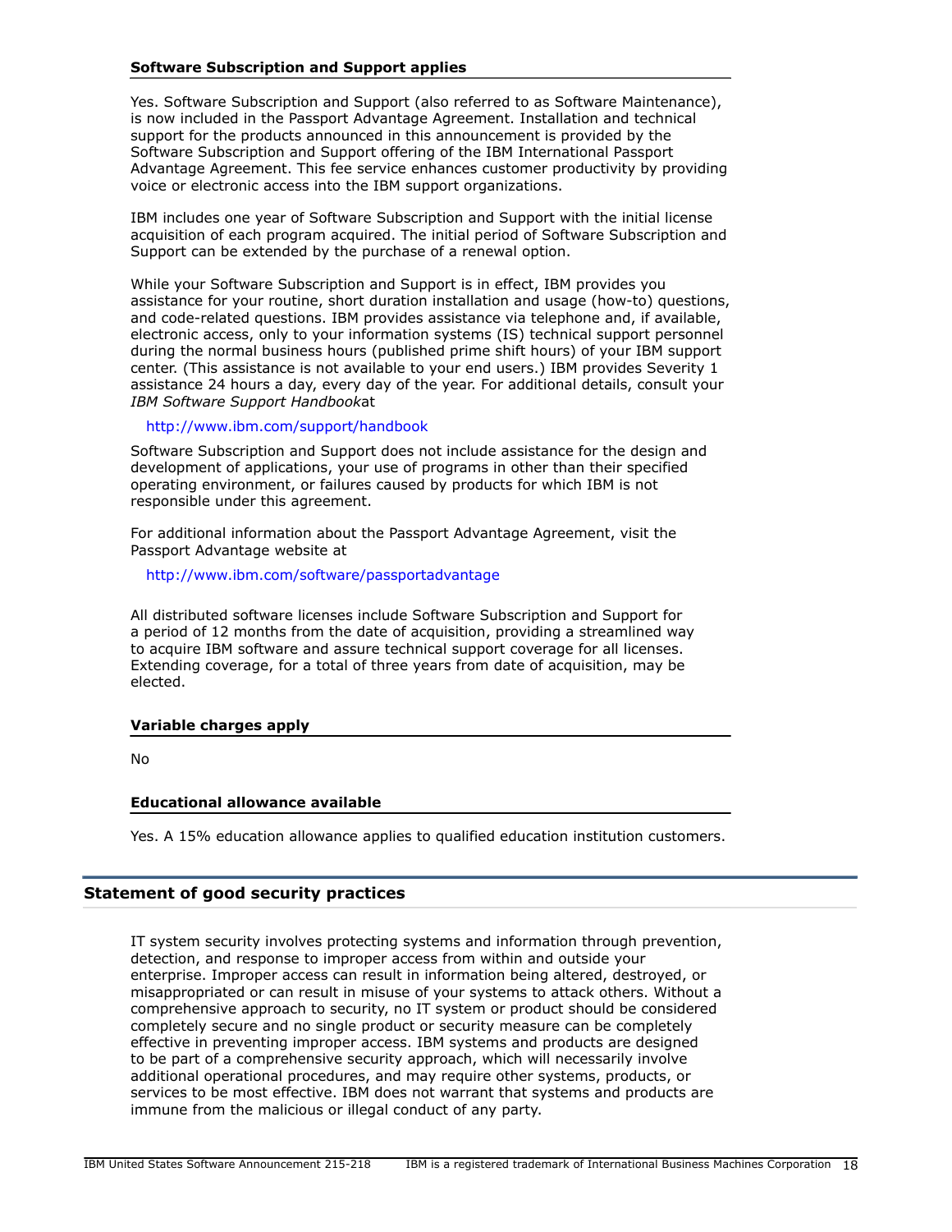### Software Subscription and Support applies

Yes. Software Subscription and Support (also referred to as Software Maintenance), is now included in the Passport Advantage Agreement. Installation and technical support for the products announced in this announcement is provided by the Software Subscription and Support offering of the IBM International Passport Advantage Agreement. This fee service enhances customer productivity by providing voice or electronic access into the IBM support organizations.

IBM includes one year of Software Subscription and Support with the initial license acquisition of each program acquired. The initial period of Software Subscription and Support can be extended by the purchase of a renewal option.

While your Software Subscription and Support is in effect, IBM provides you assistance for your routine, short duration installation and usage (how-to) questions, and code-related questions. IBM provides assistance via telephone and, if available, electronic access, only to your information systems (IS) technical support personnel during the normal business hours (published prime shift hours) of your IBM support center. (This assistance is not available to your end users.) IBM provides Severity 1 assistance 24 hours a day, every day of the year. For additional details, consult your *IBM Software Support Handbook*at

http://www.ibm.com/support/handbook

Software Subscription and Support does not include assistance for the design and development of applications, your use of programs in other than their specified operating environment, or failures caused by products for which IBM is not responsible under this agreement.

For additional information about the Passport Advantage Agreement, visit the Passport Advantage website at

http://www.ibm.com/software/passportadvantage

All distributed software licenses include Software Subscription and Support for a period of 12 months from the date of acquisition, providing a streamlined way to acquire IBM software and assure technical support coverage for all licenses. Extending coverage, for a total of three years from date of acquisition, may be elected.

### Variable charges apply

No

### Educational allowance available

Yes. A 15% education allowance applies to qualified education institution customers.

## Statement of good security practices

IT system security involves protecting systems and information through prevention, detection, and response to improper access from within and outside your enterprise. Improper access can result in information being altered, destroyed, or misappropriated or can result in misuse of your systems to attack others. Without a comprehensive approach to security, no IT system or product should be considered completely secure and no single product or security measure can be completely effective in preventing improper access. IBM systems and products are designed to be part of a comprehensive security approach, which will necessarily involve additional operational procedures, and may require other systems, products, or services to be most effective. IBM does not warrant that systems and products are immune from the malicious or illegal conduct of any party.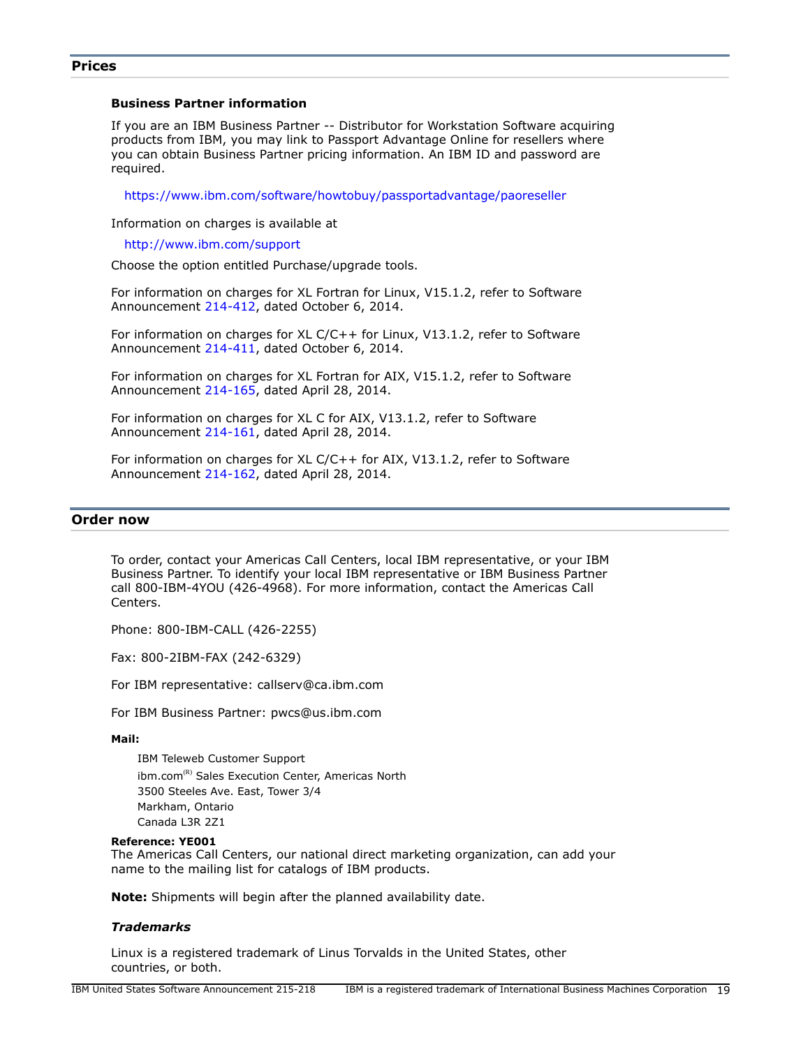## Prices

### Business Partner information

If you are an IBM Business Partner -- Distributor for Workstation Software acquiring products from IBM, you may link to Passport Advantage Online for resellers where you can obtain Business Partner pricing information. An IBM ID and password are required.

https://www.ibm.com/software/howtobuy/passportadvantage/paoreseller

Information on charges is available at

http://www.ibm.com/support

Choose the option entitled Purchase/upgrade tools.

For information on charges for XL Fortran for Linux, V15.1.2, refer to Software Announcement 214-412, dated October 6, 2014.

For information on charges for XL C/C++ for Linux, V13.1.2, refer to Software Announcement 214-411, dated October 6, 2014.

For information on charges for XL Fortran for AIX, V15.1.2, refer to Software Announcement 214-165, dated April 28, 2014.

For information on charges for XL C for AIX, V13.1.2, refer to Software Announcement 214-161, dated April 28, 2014.

For information on charges for XL C/C++ for AIX, V13.1.2, refer to Software Announcement 214-162, dated April 28, 2014.

## Order now

To order, contact your Americas Call Centers, local IBM representative, or your IBM Business Partner. To identify your local IBM representative or IBM Business Partner call 800-IBM-4YOU (426-4968). For more information, contact the Americas Call Centers.

Phone: 800-IBM-CALL (426-2255)

Fax: 800-2IBM-FAX (242-6329)

For IBM representative: callserv@ca.ibm.com

For IBM Business Partner: pwcs@us.ibm.com

**Mail:**

IBM Teleweb Customer Support
ibm.com(R) Sales Execution Center, Americas North
3500 Steeles Ave. East, Tower 3/4
Markham, Ontario
Canada L3R 2Z1

**Reference: YE001**
The Americas Call Centers, our national direct marketing organization, can add your name to the mailing list for catalogs of IBM products.

**Note:** Shipments will begin after the planned availability date.

### *Trademarks*

Linux is a registered trademark of Linus Torvalds in the United States, other countries, or both.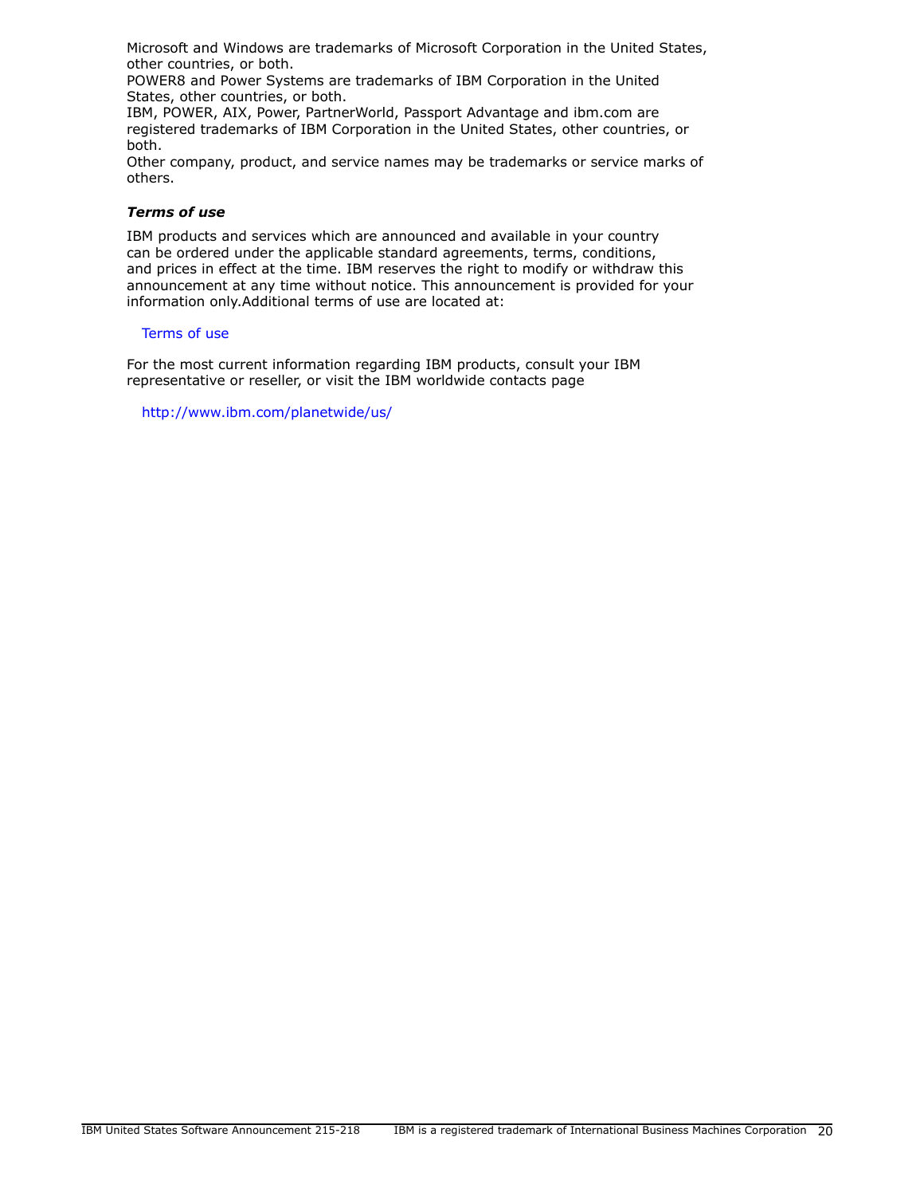Microsoft and Windows are trademarks of Microsoft Corporation in the United States, other countries, or both.

POWER8 and Power Systems are trademarks of IBM Corporation in the United States, other countries, or both.

IBM, POWER, AIX, Power, PartnerWorld, Passport Advantage and ibm.com are registered trademarks of IBM Corporation in the United States, other countries, or both.

Other company, product, and service names may be trademarks or service marks of others.

### *Terms of use*

IBM products and services which are announced and available in your country can be ordered under the applicable standard agreements, terms, conditions, and prices in effect at the time. IBM reserves the right to modify or withdraw this announcement at any time without notice. This announcement is provided for your information only.Additional terms of use are located at:

Terms of use

For the most current information regarding IBM products, consult your IBM representative or reseller, or visit the IBM worldwide contacts page

http://www.ibm.com/planetwide/us/